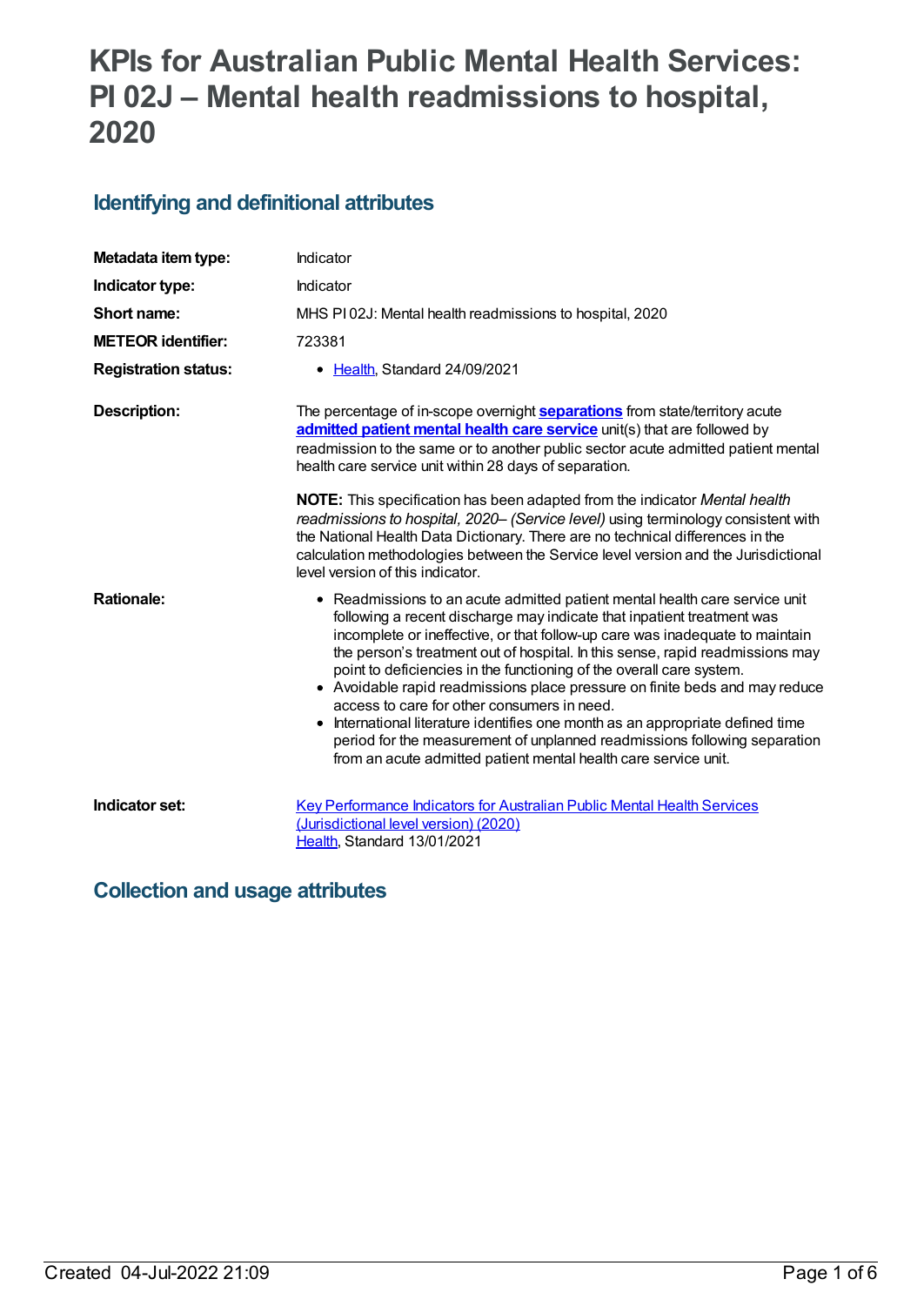# KPIs for Australian Public Mental Health Services: PI 02J – Mental health readmissions to hospital, 2020

## Identifying and definitional attributes

| | |
|---|---|
| **Metadata item type:** | Indicator |
| **Indicator type:** | Indicator |
| **Short name:** | MHS PI 02J: Mental health readmissions to hospital, 2020 |
| **METEOR identifier:** | 723381 |
| **Registration status:** | • Health, Standard 24/09/2021 |
| **Description:** | The percentage of in-scope overnight **separations** from state/territory acute **admitted patient mental health care service** unit(s) that are followed by readmission to the same or to another public sector acute admitted patient mental health care service unit within 28 days of separation.<br><br>**NOTE:** This specification has been adapted from the indicator *Mental health readmissions to hospital, 2020– (Service level)* using terminology consistent with the National Health Data Dictionary. There are no technical differences in the calculation methodologies between the Service level version and the Jurisdictional level version of this indicator. |
| **Rationale:** | • Readmissions to an acute admitted patient mental health care service unit following a recent discharge may indicate that inpatient treatment was incomplete or ineffective, or that follow-up care was inadequate to maintain the person's treatment out of hospital. In this sense, rapid readmissions may point to deficiencies in the functioning of the overall care system.<br>• Avoidable rapid readmissions place pressure on finite beds and may reduce access to care for other consumers in need.<br>• International literature identifies one month as an appropriate defined time period for the measurement of unplanned readmissions following separation from an acute admitted patient mental health care service unit. |
| **Indicator set:** | Key Performance Indicators for Australian Public Mental Health Services (Jurisdictional level version) (2020)<br>Health, Standard 13/01/2021 |

## Collection and usage attributes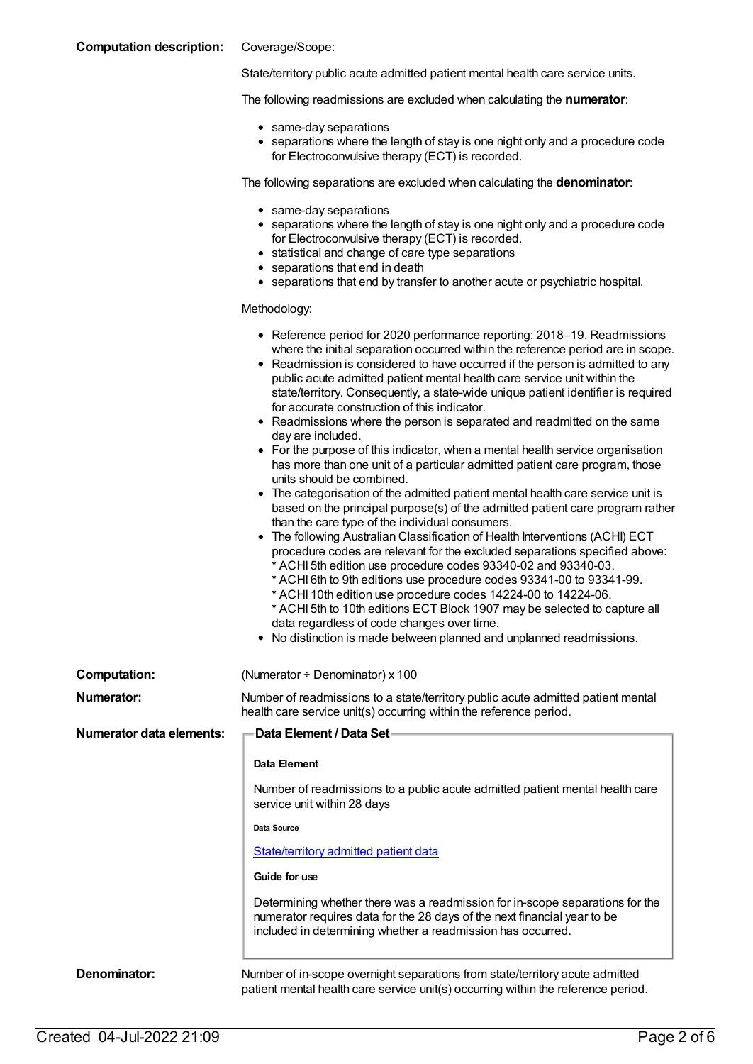**Computation description:**

Coverage/Scope:

State/territory public acute admitted patient mental health care service units.

The following readmissions are excluded when calculating the **numerator**:

- same-day separations
- separations where the length of stay is one night only and a procedure code for Electroconvulsive therapy (ECT) is recorded.

The following separations are excluded when calculating the **denominator**:

- same-day separations
- separations where the length of stay is one night only and a procedure code for Electroconvulsive therapy (ECT) is recorded.
- statistical and change of care type separations
- separations that end in death
- separations that end by transfer to another acute or psychiatric hospital.

Methodology:

- Reference period for 2020 performance reporting: 2018–19. Readmissions where the initial separation occurred within the reference period are in scope.
- Readmission is considered to have occurred if the person is admitted to any public acute admitted patient mental health care service unit within the state/territory. Consequently, a state-wide unique patient identifier is required for accurate construction of this indicator.
- Readmissions where the person is separated and readmitted on the same day are included.
- For the purpose of this indicator, when a mental health service organisation has more than one unit of a particular admitted patient care program, those units should be combined.
- The categorisation of the admitted patient mental health care service unit is based on the principal purpose(s) of the admitted patient care program rather than the care type of the individual consumers.
- The following Australian Classification of Health Interventions (ACHI) ECT procedure codes are relevant for the excluded separations specified above:
  * ACHI 5th edition use procedure codes 93340-02 and 93340-03.
  * ACHI 6th to 9th editions use procedure codes 93341-00 to 93341-99.
  * ACHI 10th edition use procedure codes 14224-00 to 14224-06.
  * ACHI 5th to 10th editions ECT Block 1907 may be selected to capture all data regardless of code changes over time.
- No distinction is made between planned and unplanned readmissions.

**Computation:** (Numerator ÷ Denominator) x 100

**Numerator:** Number of readmissions to a state/territory public acute admitted patient mental health care service unit(s) occurring within the reference period.

**Numerator data elements:**

**Data Element / Data Set**

**Data Element**

Number of readmissions to a public acute admitted patient mental health care service unit within 28 days

**Data Source**

State/territory admitted patient data

**Guide for use**

Determining whether there was a readmission for in-scope separations for the numerator requires data for the 28 days of the next financial year to be included in determining whether a readmission has occurred.

**Denominator:** Number of in-scope overnight separations from state/territory acute admitted patient mental health care service unit(s) occurring within the reference period.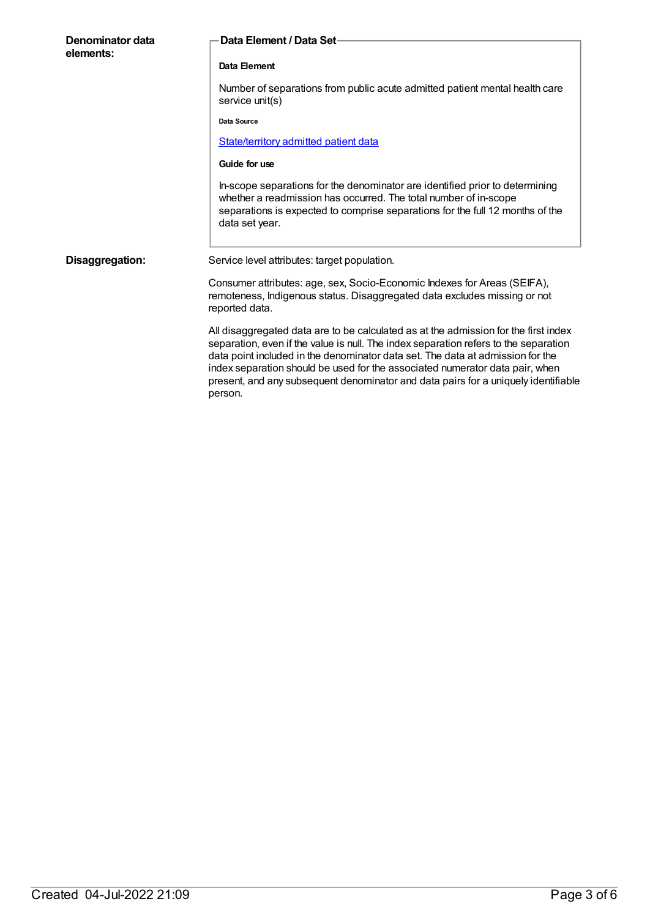**Denominator data elements:**

**Data Element / Data Set**

**Data Element**

Number of separations from public acute admitted patient mental health care service unit(s)

**Data Source**

State/territory admitted patient data

**Guide for use**

In-scope separations for the denominator are identified prior to determining whether a readmission has occurred. The total number of in-scope separations is expected to comprise separations for the full 12 months of the data set year.

**Disaggregation:**

Service level attributes: target population.

Consumer attributes: age, sex, Socio-Economic Indexes for Areas (SEIFA), remoteness, Indigenous status. Disaggregated data excludes missing or not reported data.

All disaggregated data are to be calculated as at the admission for the first index separation, even if the value is null. The index separation refers to the separation data point included in the denominator data set. The data at admission for the index separation should be used for the associated numerator data pair, when present, and any subsequent denominator and data pairs for a uniquely identifiable person.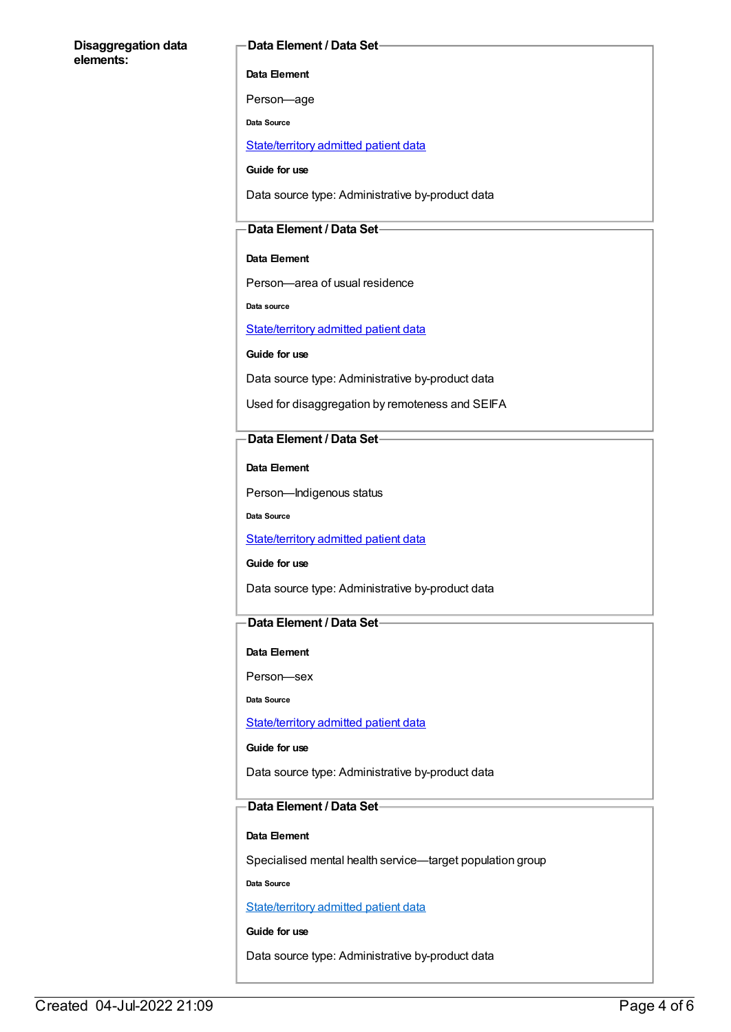**Disaggregation data elements:**

**Data Element / Data Set**

**Data Element**

Person—age

**Data Source**

State/territory admitted patient data

**Guide for use**

Data source type: Administrative by-product data

**Data Element / Data Set**

**Data Element**

Person—area of usual residence

**Data source**

State/territory admitted patient data

**Guide for use**

Data source type: Administrative by-product data

Used for disaggregation by remoteness and SEIFA

**Data Element / Data Set**

**Data Element**

Person—Indigenous status

**Data Source**

State/territory admitted patient data

**Guide for use**

Data source type: Administrative by-product data

**Data Element / Data Set**

**Data Element**

Person—sex

**Data Source**

State/territory admitted patient data

**Guide for use**

Data source type: Administrative by-product data

**Data Element / Data Set**

**Data Element**

Specialised mental health service—target population group

**Data Source**

State/territory admitted patient data

**Guide for use**

Data source type: Administrative by-product data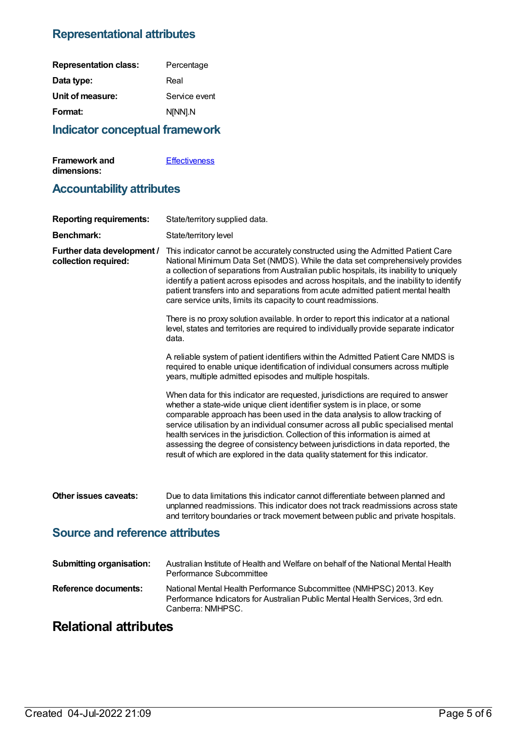## Representational attributes

**Representation class:** Percentage

**Data type:** Real

**Unit of measure:** Service event

**Format:** N[NN].N

## Indicator conceptual framework

**Framework and dimensions:** Effectiveness

## Accountability attributes

**Reporting requirements:** State/territory supplied data.

**Benchmark:** State/territory level

**Further data development / collection required:** This indicator cannot be accurately constructed using the Admitted Patient Care National Minimum Data Set (NMDS). While the data set comprehensively provides a collection of separations from Australian public hospitals, its inability to uniquely identify a patient across episodes and across hospitals, and the inability to identify patient transfers into and separations from acute admitted patient mental health care service units, limits its capacity to count readmissions.

There is no proxy solution available. In order to report this indicator at a national level, states and territories are required to individually provide separate indicator data.

A reliable system of patient identifiers within the Admitted Patient Care NMDS is required to enable unique identification of individual consumers across multiple years, multiple admitted episodes and multiple hospitals.

When data for this indicator are requested, jurisdictions are required to answer whether a state-wide unique client identifier system is in place, or some comparable approach has been used in the data analysis to allow tracking of service utilisation by an individual consumer across all public specialised mental health services in the jurisdiction. Collection of this information is aimed at assessing the degree of consistency between jurisdictions in data reported, the result of which are explored in the data quality statement for this indicator.

**Other issues caveats:** Due to data limitations this indicator cannot differentiate between planned and unplanned readmissions. This indicator does not track readmissions across state and territory boundaries or track movement between public and private hospitals.

## Source and reference attributes

**Submitting organisation:** Australian Institute of Health and Welfare on behalf of the National Mental Health Performance Subcommittee

**Reference documents:** National Mental Health Performance Subcommittee (NMHPSC) 2013. Key Performance Indicators for Australian Public Mental Health Services, 3rd edn. Canberra: NMHPSC.

# Relational attributes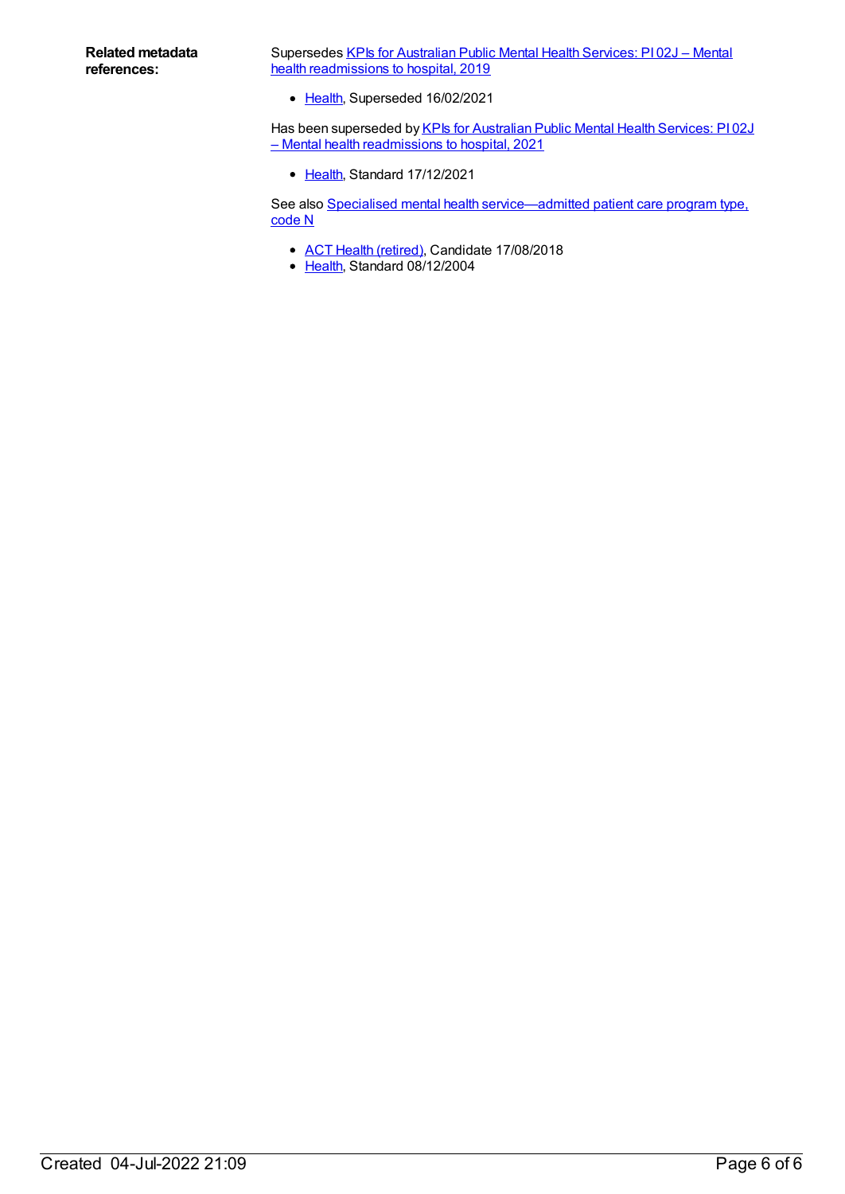**Related metadata references:**

Supersedes KPIs for Australian Public Mental Health Services: PI 02J – Mental health readmissions to hospital, 2019

- Health, Superseded 16/02/2021

Has been superseded by KPIs for Australian Public Mental Health Services: PI 02J – Mental health readmissions to hospital, 2021

- Health, Standard 17/12/2021

See also Specialised mental health service—admitted patient care program type, code N

- ACT Health (retired), Candidate 17/08/2018
- Health, Standard 08/12/2004